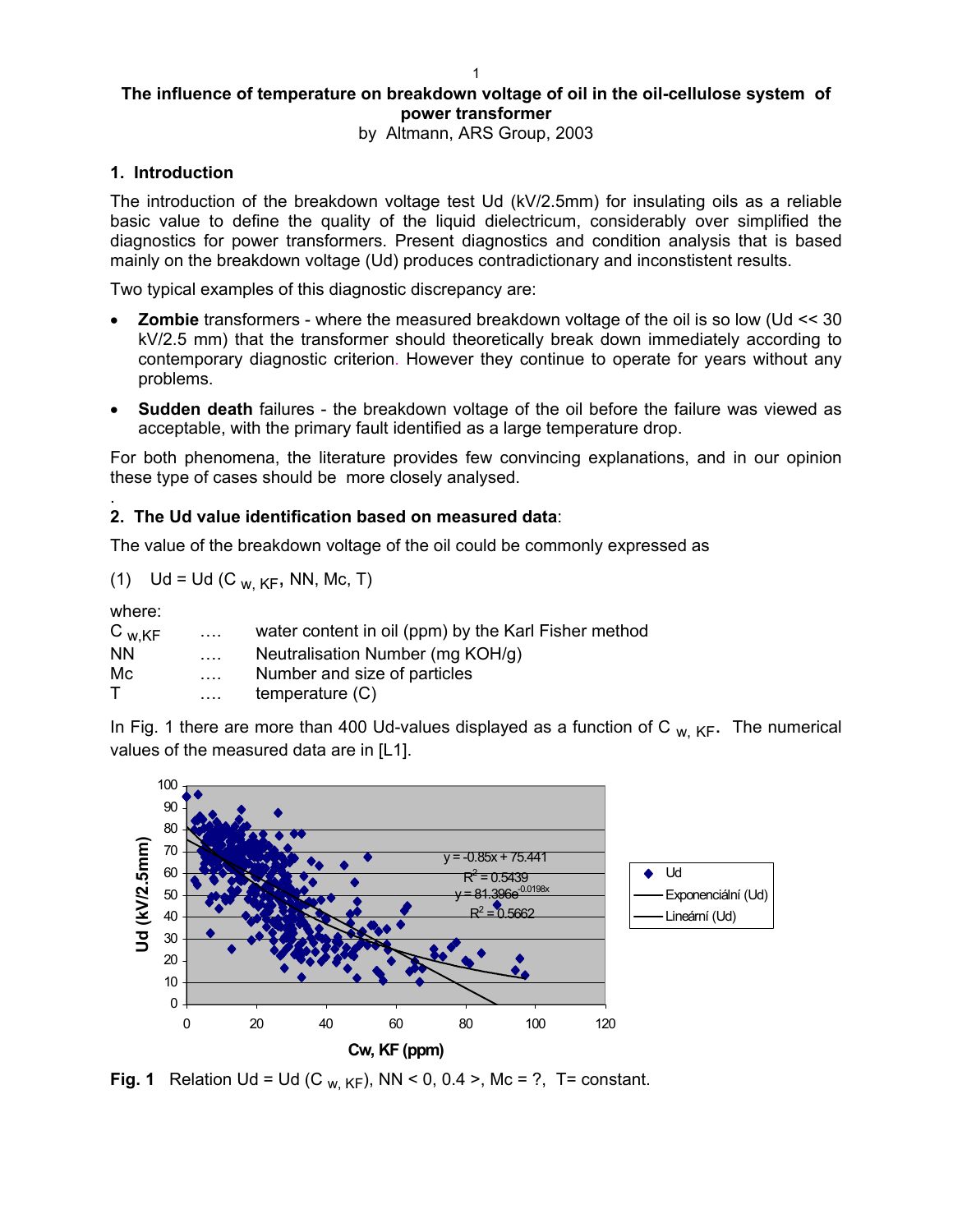# The influence of temperature on breakdown voltage of oil in the oil-cellulose system of power transformer

by Altmann, ARS Group, 2003

## 1. Introduction

The introduction of the breakdown voltage test Ud (kV/2.5mm) for insulating oils as a reliable basic value to define the quality of the liquid dielectricum, considerably over simplified the diagnostics for power transformers. Present diagnostics and condition analysis that is based mainly on the breakdown voltage (Ud) produces contradictionary and inconstistent results.

Two typical examples of this diagnostic discrepancy are:

- **Zombie** transformers - where the measured breakdown voltage of the oil is so low (Ud << 30 kV/2.5 mm) that the transformer should theoretically break down immediately according to contemporary diagnostic criterion. However they continue to operate for years without any problems.
- **Sudden death** failures - the breakdown voltage of the oil before the failure was viewed as acceptable, with the primary fault identified as a large temperature drop.

For both phenomena, the literature provides few convincing explanations, and in our opinion these type of cases should be more closely analysed.

## 2. The Ud value identification based on measured data:

The value of the breakdown voltage of the oil could be commonly expressed as

(1) $Ud = Ud\,(C_{w,\,KF},\ NN,\ Mc,\ T)$

where:

| | | |
|---|---|---|
| $C_{w,KF}$ | …. | water content in oil (ppm) by the Karl Fisher method |
| NN | …. | Neutralisation Number (mg KOH/g) |
| Mc | …. | Number and size of particles |
| T | …. | temperature (C) |

In Fig. 1 there are more than 400 Ud-values displayed as a function of $C_{w,\,KF}$. The numerical values of the measured data are in [L1].

**Fig. 1** Relation $Ud = Ud\,(C_{w,\,KF})$, NN < 0, 0.4 >, Mc = ?, T= constant.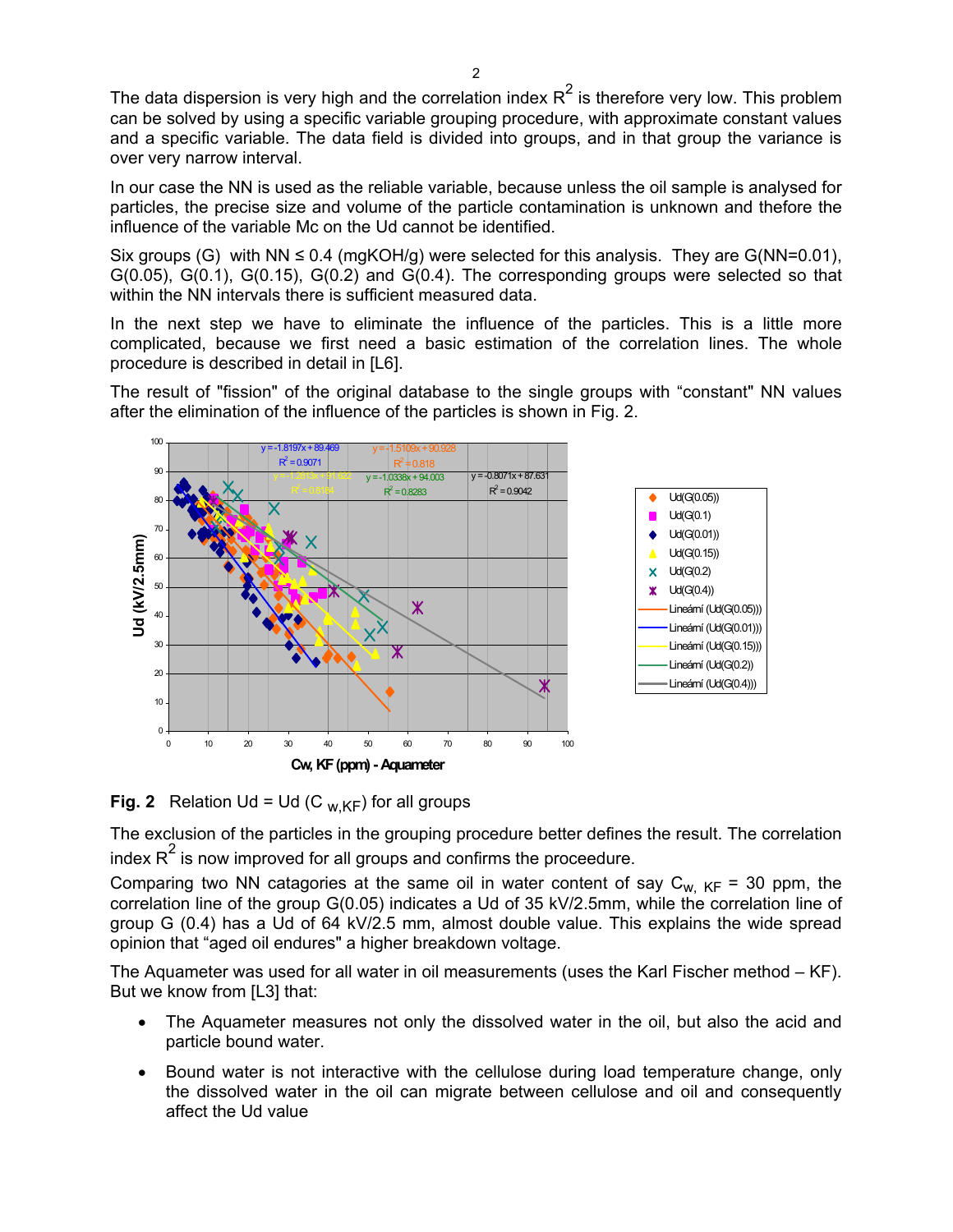The data dispersion is very high and the correlation index $R^2$ is therefore very low. This problem can be solved by using a specific variable grouping procedure, with approximate constant values and a specific variable. The data field is divided into groups, and in that group the variance is over very narrow interval.

In our case the NN is used as the reliable variable, because unless the oil sample is analysed for particles, the precise size and volume of the particle contamination is unknown and thefore the influence of the variable Mc on the Ud cannot be identified.

Six groups (G) with NN ≤ 0.4 (mgKOH/g) were selected for this analysis. They are G(NN=0.01), G(0.05), G(0.1), G(0.15), G(0.2) and G(0.4). The corresponding groups were selected so that within the NN intervals there is sufficient measured data.

In the next step we have to eliminate the influence of the particles. This is a little more complicated, because we first need a basic estimation of the correlation lines. The whole procedure is described in detail in [L6].

The result of "fission" of the original database to the single groups with "constant" NN values after the elimination of the influence of the particles is shown in Fig. 2.

**Fig. 2** Relation Ud = Ud ($C_{w,KF}$) for all groups

The exclusion of the particles in the grouping procedure better defines the result. The correlation index $R^2$ is now improved for all groups and confirms the proceedure.

Comparing two NN catagories at the same oil in water content of say $C_{w,\ KF}$ = 30 ppm, the correlation line of the group G(0.05) indicates a Ud of 35 kV/2.5mm, while the correlation line of group G (0.4) has a Ud of 64 kV/2.5 mm, almost double value. This explains the wide spread opinion that "aged oil endures" a higher breakdown voltage.

The Aquameter was used for all water in oil measurements (uses the Karl Fischer method – KF). But we know from [L3] that:

- The Aquameter measures not only the dissolved water in the oil, but also the acid and particle bound water.
- Bound water is not interactive with the cellulose during load temperature change, only the dissolved water in the oil can migrate between cellulose and oil and consequently affect the Ud value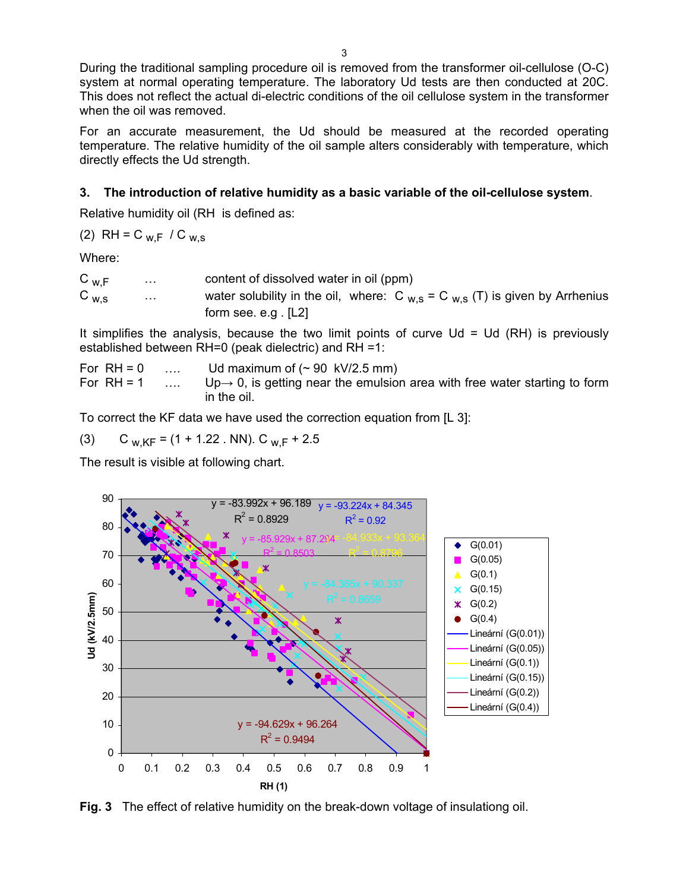During the traditional sampling procedure oil is removed from the transformer oil-cellulose (O-C) system at normal operating temperature. The laboratory Ud tests are then conducted at 20C. This does not reflect the actual di-electric conditions of the oil cellulose system in the transformer when the oil was removed.

For an accurate measurement, the Ud should be measured at the recorded operating temperature. The relative humidity of the oil sample alters considerably with temperature, which directly effects the Ud strength.

### 3. The introduction of relative humidity as a basic variable of the oil-cellulose system.

Relative humidity oil (RH is defined as:

(2) $RH = C_{w,F} / C_{w,s}$

Where:

$C_{w,F}$ … content of dissolved water in oil (ppm)

$C_{w,s}$ … water solubility in the oil, where: $C_{w,s} = C_{w,s}(T)$ is given by Arrhenius form see. e.g . [L2]

It simplifies the analysis, because the two limit points of curve Ud = Ud (RH) is previously established between RH=0 (peak dielectric) and RH =1:

For RH = 0 …. Ud maximum of (~ 90 kV/2.5 mm)

For RH = 1 …. Up→ 0, is getting near the emulsion area with free water starting to form in the oil.

To correct the KF data we have used the correction equation from [L 3]:

(3) $C_{w,KF} = (1 + 1.22 . NN). C_{w,F} + 2.5$

The result is visible at following chart.

**Fig. 3** The effect of relative humidity on the break-down voltage of insulationg oil.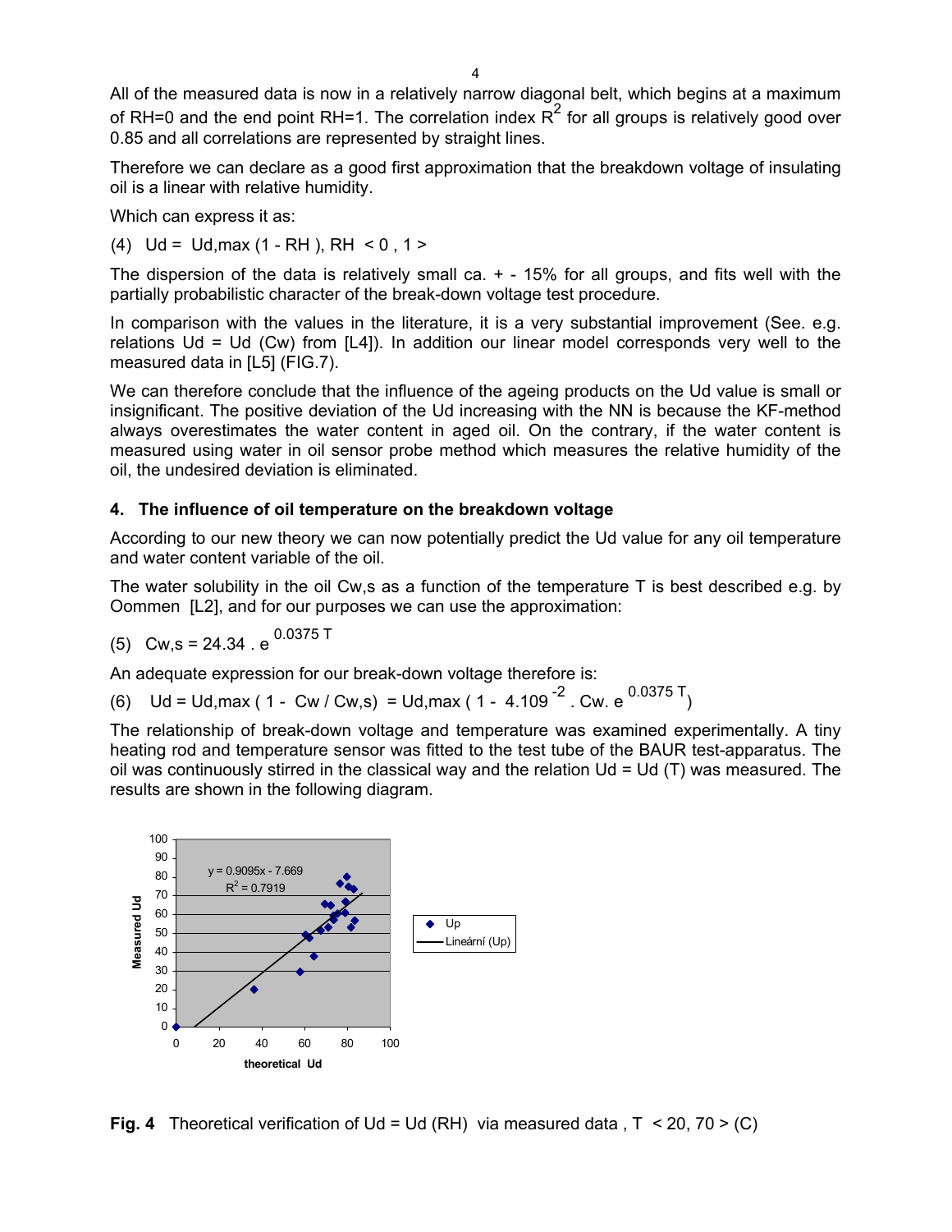All of the measured data is now in a relatively narrow diagonal belt, which begins at a maximum of RH=0 and the end point RH=1. The correlation index $R^2$ for all groups is relatively good over 0.85 and all correlations are represented by straight lines.

Therefore we can declare as a good first approximation that the breakdown voltage of insulating oil is a linear with relative humidity.

Which can express it as:

(4) $U_d = U_{d,max} (1 - RH)$, $RH < 0 , 1 >$

The dispersion of the data is relatively small ca. + - 15% for all groups, and fits well with the partially probabilistic character of the break-down voltage test procedure.

In comparison with the values in the literature, it is a very substantial improvement (See. e.g. relations $U_d = U_d (C_w)$ from [L4]). In addition our linear model corresponds very well to the measured data in [L5] (FIG.7).

We can therefore conclude that the influence of the ageing products on the Ud value is small or insignificant. The positive deviation of the Ud increasing with the NN is because the KF-method always overestimates the water content in aged oil. On the contrary, if the water content is measured using water in oil sensor probe method which measures the relative humidity of the oil, the undesired deviation is eliminated.

## 4. The influence of oil temperature on the breakdown voltage

According to our new theory we can now potentially predict the Ud value for any oil temperature and water content variable of the oil.

The water solubility in the oil $C_{w,s}$ as a function of the temperature T is best described e.g. by Oommen [L2], and for our purposes we can use the approximation:

(5) $C_{w,s} = 24.34 \cdot e^{0.0375 T}$

An adequate expression for our break-down voltage therefore is:

(6) $U_d = U_{d,max} ( 1 - C_w / C_{w,s}) = U_{d,max} ( 1 - 4.109^{-2} \cdot C_w \cdot e^{0.0375 T})$

The relationship of break-down voltage and temperature was examined experimentally. A tiny heating rod and temperature sensor was fitted to the test tube of the BAUR test-apparatus. The oil was continuously stirred in the classical way and the relation $U_d = U_d (T)$ was measured. The results are shown in the following diagram.

**Fig. 4** Theoretical verification of $U_d = U_d (RH)$ via measured data , T < 20, 70 > (C)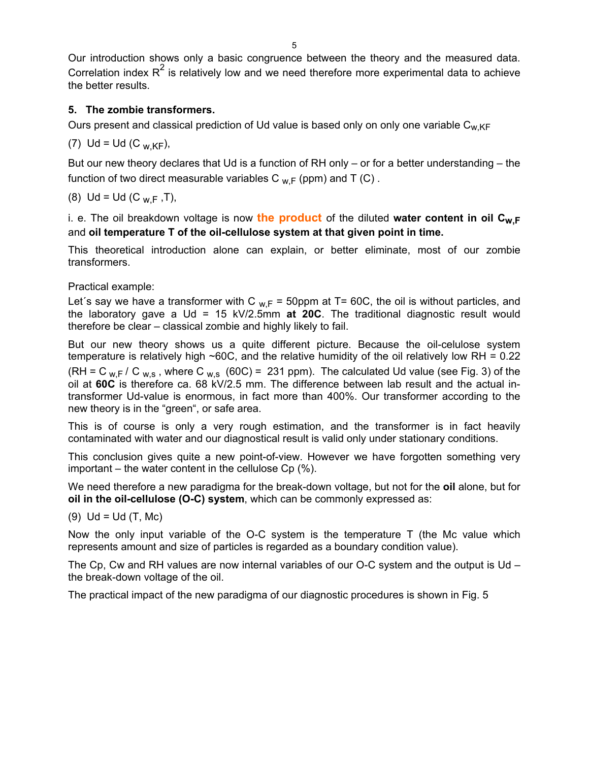Our introduction shows only a basic congruence between the theory and the measured data. Correlation index $R^2$ is relatively low and we need therefore more experimental data to achieve the better results.

## 5. The zombie transformers.

Ours present and classical prediction of Ud value is based only on only one variable $C_{w,KF}$

(7) $Ud = Ud\ (C_{w,KF})$,

But our new theory declares that Ud is a function of RH only – or for a better understanding – the function of two direct measurable variables $C_{w,F}$ (ppm) and T (C) .

(8) $Ud = Ud\ (C_{w,F}, T)$,

i. e. The oil breakdown voltage is now **the product** of the diluted **water content in oil $C_{w,F}$ and oil temperature T of the oil-cellulose system at that given point in time.**

This theoretical introduction alone can explain, or better eliminate, most of our zombie transformers.

Practical example:

Let´s say we have a transformer with $C_{w,F}$ = 50ppm at T= 60C, the oil is without particles, and the laboratory gave a Ud = 15 kV/2.5mm **at 20C**. The traditional diagnostic result would therefore be clear – classical zombie and highly likely to fail.

But our new theory shows us a quite different picture. Because the oil-celulose system temperature is relatively high ~60C, and the relative humidity of the oil relatively low RH = 0.22 ($RH = C_{w,F} / C_{w,s}$, where $C_{w,s}$ (60C) = 231 ppm). The calculated Ud value (see Fig. 3) of the oil at **60C** is therefore ca. 68 kV/2.5 mm. The difference between lab result and the actual in-transformer Ud-value is enormous, in fact more than 400%. Our transformer according to the new theory is in the "green", or safe area.

This is of course is only a very rough estimation, and the transformer is in fact heavily contaminated with water and our diagnostical result is valid only under stationary conditions.

This conclusion gives quite a new point-of-view. However we have forgotten something very important – the water content in the cellulose Cp (%).

We need therefore a new paradigma for the break-down voltage, but not for the **oil** alone, but for **oil in the oil-cellulose (O-C) system**, which can be commonly expressed as:

(9) $Ud = Ud\ (T, Mc)$

Now the only input variable of the O-C system is the temperature T (the Mc value which represents amount and size of particles is regarded as a boundary condition value).

The Cp, Cw and RH values are now internal variables of our O-C system and the output is Ud – the break-down voltage of the oil.

The practical impact of the new paradigma of our diagnostic procedures is shown in Fig. 5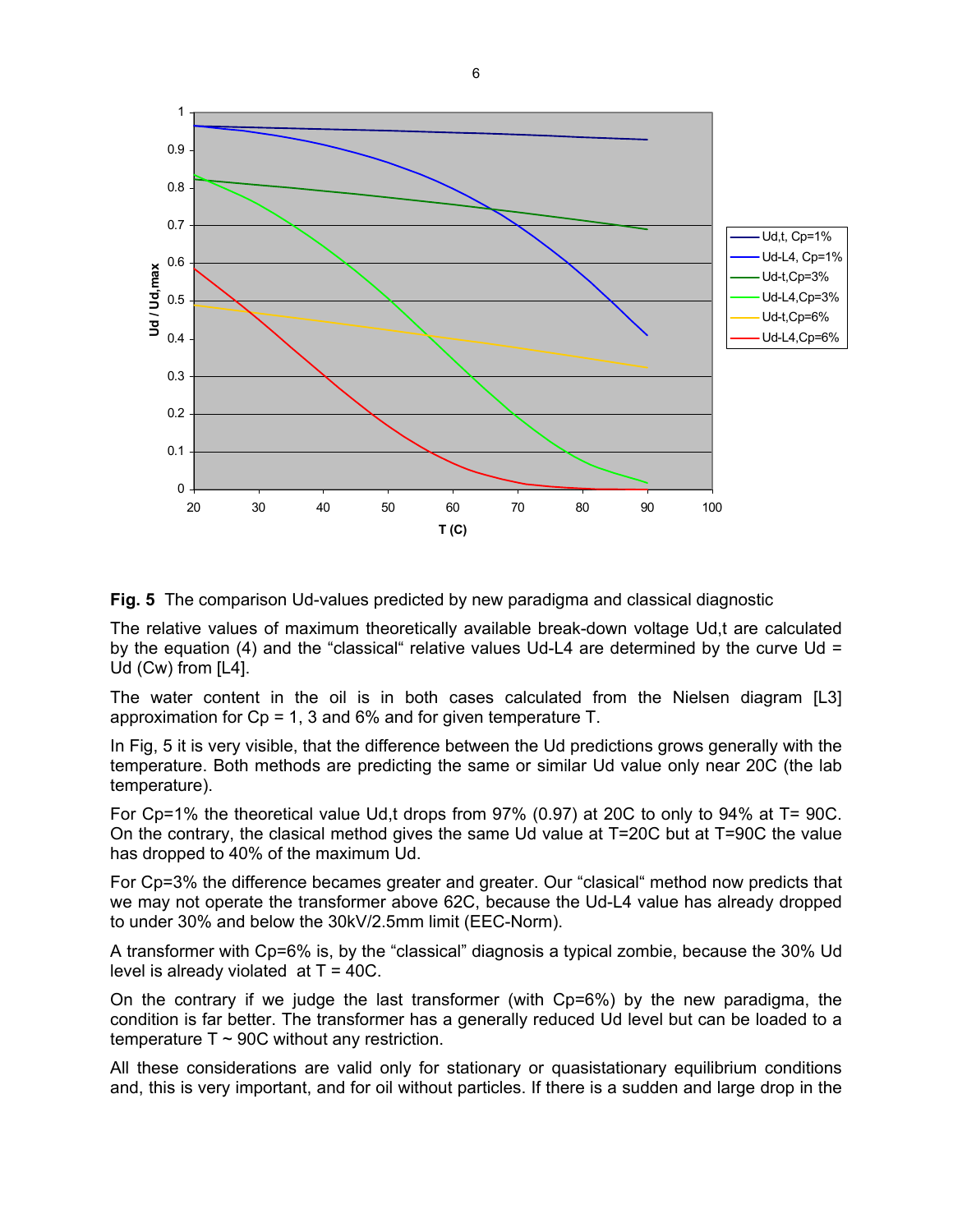**Fig. 5** The comparison Ud-values predicted by new paradigma and classical diagnostic

The relative values of maximum theoretically available break-down voltage Ud,t are calculated by the equation (4) and the "classical" relative values Ud-L4 are determined by the curve Ud = Ud (Cw) from [L4].

The water content in the oil is in both cases calculated from the Nielsen diagram [L3] approximation for Cp = 1, 3 and 6% and for given temperature T.

In Fig, 5 it is very visible, that the difference between the Ud predictions grows generally with the temperature. Both methods are predicting the same or similar Ud value only near 20C (the lab temperature).

For Cp=1% the theoretical value Ud,t drops from 97% (0.97) at 20C to only to 94% at T= 90C. On the contrary, the clasical method gives the same Ud value at T=20C but at T=90C the value has dropped to 40% of the maximum Ud.

For Cp=3% the difference becames greater and greater. Our "clasical" method now predicts that we may not operate the transformer above 62C, because the Ud-L4 value has already dropped to under 30% and below the 30kV/2.5mm limit (EEC-Norm).

A transformer with Cp=6% is, by the "classical" diagnosis a typical zombie, because the 30% Ud level is already violated at T = 40C.

On the contrary if we judge the last transformer (with Cp=6%) by the new paradigma, the condition is far better. The transformer has a generally reduced Ud level but can be loaded to a temperature T ~ 90C without any restriction.

All these considerations are valid only for stationary or quasistationary equilibrium conditions and, this is very important, and for oil without particles. If there is a sudden and large drop in the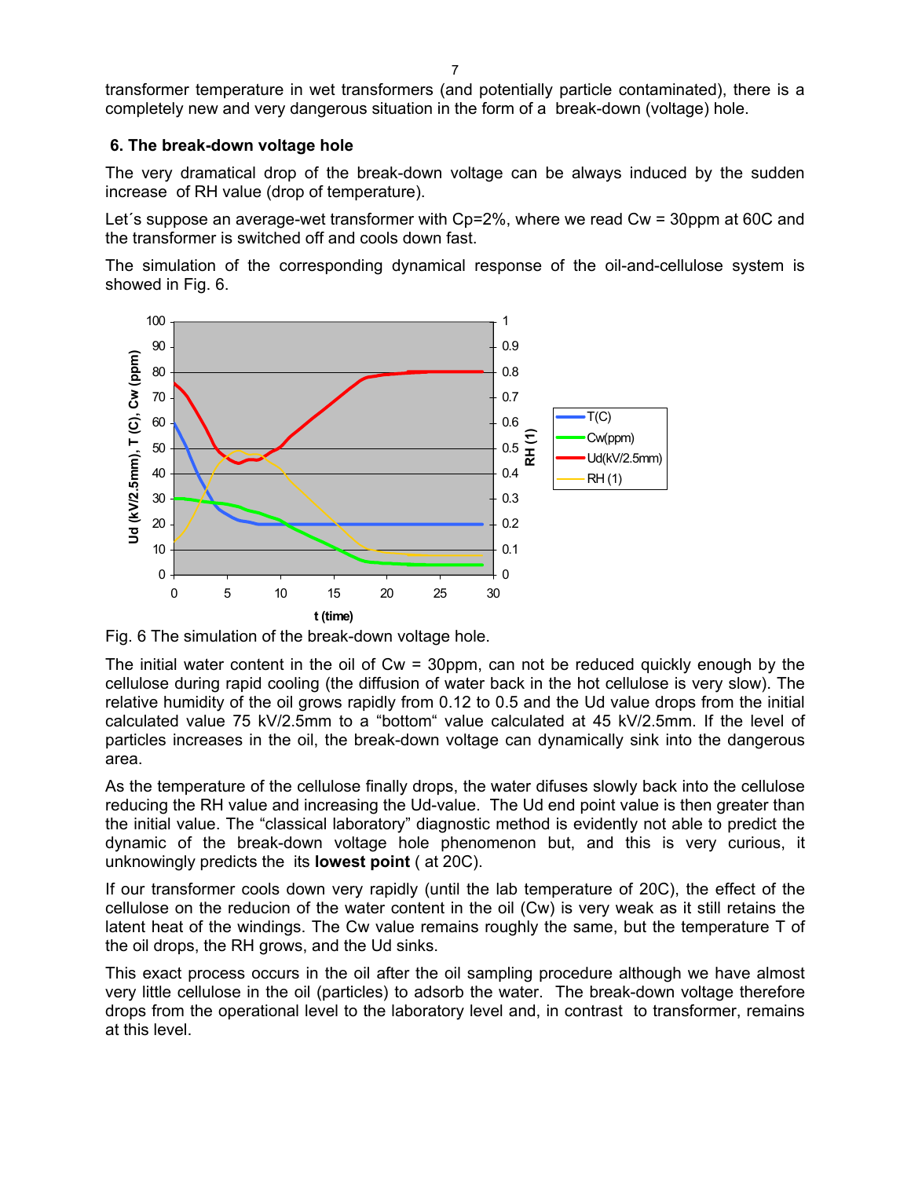transformer temperature in wet transformers (and potentially particle contaminated), there is a completely new and very dangerous situation in the form of a break-down (voltage) hole.

## 6. The break-down voltage hole

The very dramatical drop of the break-down voltage can be always induced by the sudden increase of RH value (drop of temperature).

Let´s suppose an average-wet transformer with Cp=2%, where we read Cw = 30ppm at 60C and the transformer is switched off and cools down fast.

The simulation of the corresponding dynamical response of the oil-and-cellulose system is showed in Fig. 6.

Fig. 6 The simulation of the break-down voltage hole.

The initial water content in the oil of Cw = 30ppm, can not be reduced quickly enough by the cellulose during rapid cooling (the diffusion of water back in the hot cellulose is very slow). The relative humidity of the oil grows rapidly from 0.12 to 0.5 and the Ud value drops from the initial calculated value 75 kV/2.5mm to a “bottom“ value calculated at 45 kV/2.5mm. If the level of particles increases in the oil, the break-down voltage can dynamically sink into the dangerous area.

As the temperature of the cellulose finally drops, the water difuses slowly back into the cellulose reducing the RH value and increasing the Ud-value. The Ud end point value is then greater than the initial value. The “classical laboratory” diagnostic method is evidently not able to predict the dynamic of the break-down voltage hole phenomenon but, and this is very curious, it unknowingly predicts the its **lowest point** ( at 20C).

If our transformer cools down very rapidly (until the lab temperature of 20C), the effect of the cellulose on the reducion of the water content in the oil (Cw) is very weak as it still retains the latent heat of the windings. The Cw value remains roughly the same, but the temperature T of the oil drops, the RH grows, and the Ud sinks.

This exact process occurs in the oil after the oil sampling procedure although we have almost very little cellulose in the oil (particles) to adsorb the water. The break-down voltage therefore drops from the operational level to the laboratory level and, in contrast to transformer, remains at this level.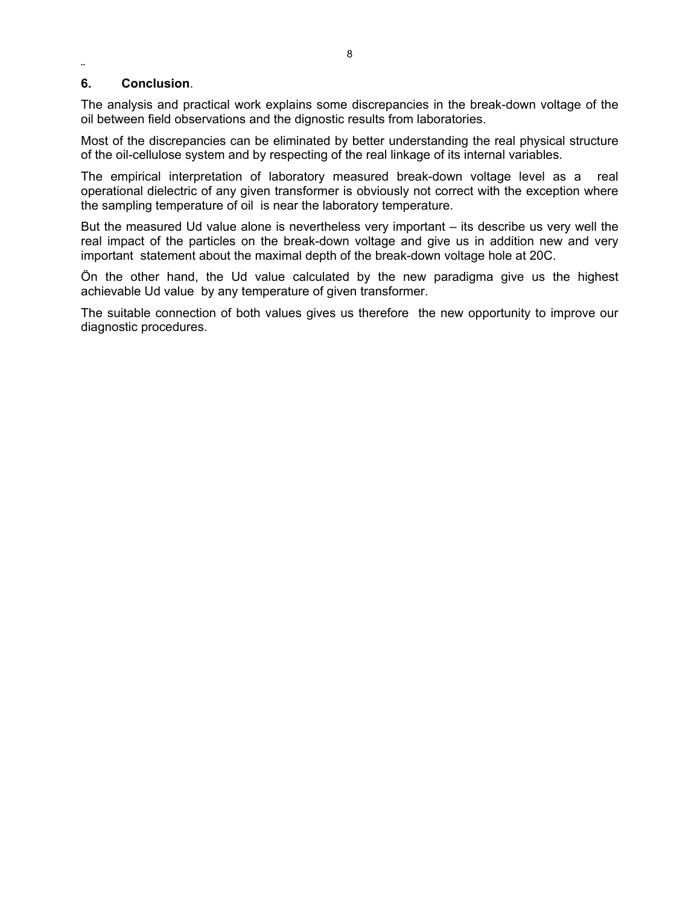## 6. **Conclusion**.

The analysis and practical work explains some discrepancies in the break-down voltage of the oil between field observations and the dignostic results from laboratories.

Most of the discrepancies can be eliminated by better understanding the real physical structure of the oil-cellulose system and by respecting of the real linkage of its internal variables.

The empirical interpretation of laboratory measured break-down voltage level as a real operational dielectric of any given transformer is obviously not correct with the exception where the sampling temperature of oil is near the laboratory temperature.

But the measured Ud value alone is nevertheless very important – its describe us very well the real impact of the particles on the break-down voltage and give us in addition new and very important statement about the maximal depth of the break-down voltage hole at 20C.

Ön the other hand, the Ud value calculated by the new paradigma give us the highest achievable Ud value by any temperature of given transformer.

The suitable connection of both values gives us therefore the new opportunity to improve our diagnostic procedures.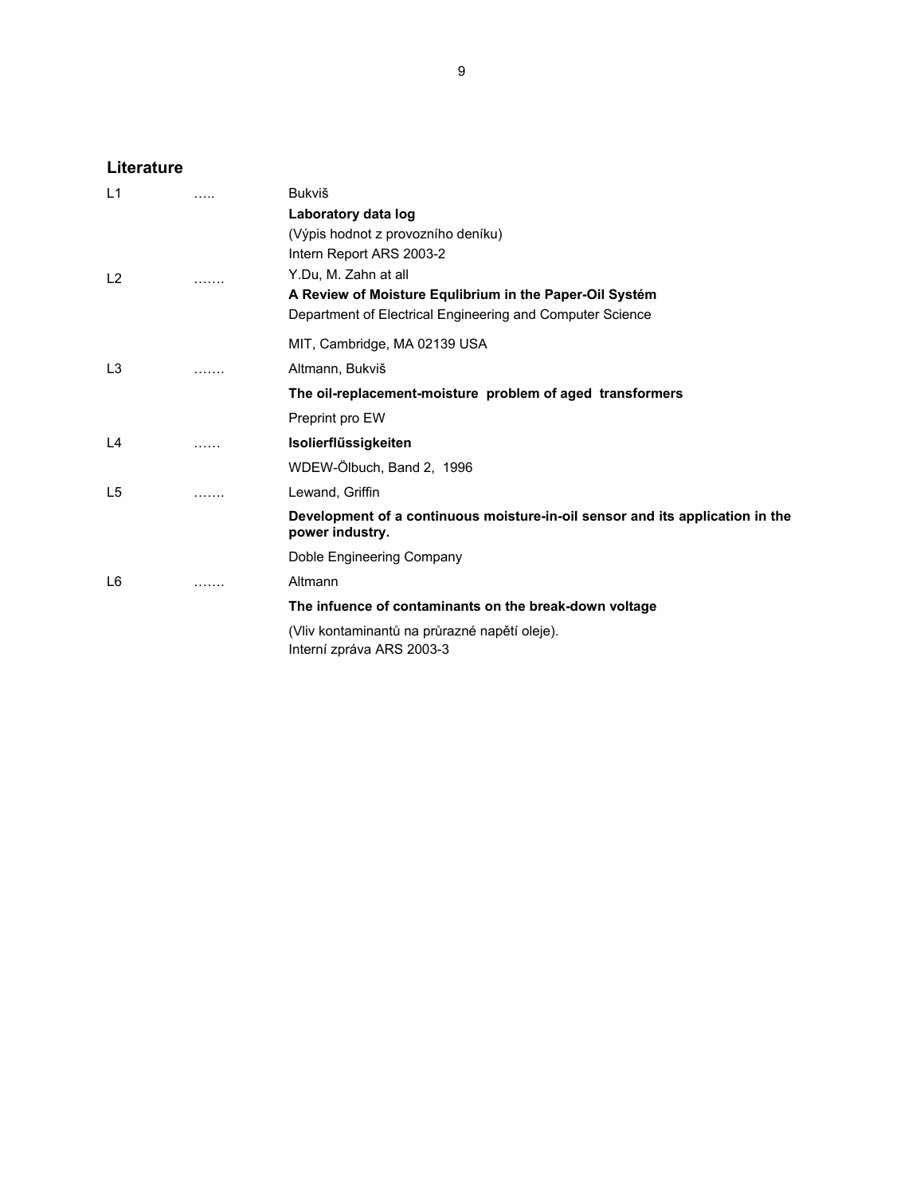## Literature

L1 ….. Bukviš
**Laboratory data log**
(Výpis hodnot z provozního deníku)
Intern Report ARS 2003-2

L2 ……. Y.Du, M. Zahn at all
**A Review of Moisture Equlibrium in the Paper-Oil Systém**
Department of Electrical Engineering and Computer Science
MIT, Cambridge, MA 02139 USA

L3 ……. Altmann, Bukviš
**The oil-replacement-moisture problem of aged transformers**
Preprint pro EW

L4 …… **Isolierflűssigkeiten**
WDEW-Ölbuch, Band 2, 1996

L5 ……. Lewand, Griffin
**Development of a continuous moisture-in-oil sensor and its application in the power industry.**
Doble Engineering Company

L6 ……. Altmann
**The infuence of contaminants on the break-down voltage**
(Vliv kontaminantů na průrazné napětí oleje).
Interní zpráva ARS 2003-3